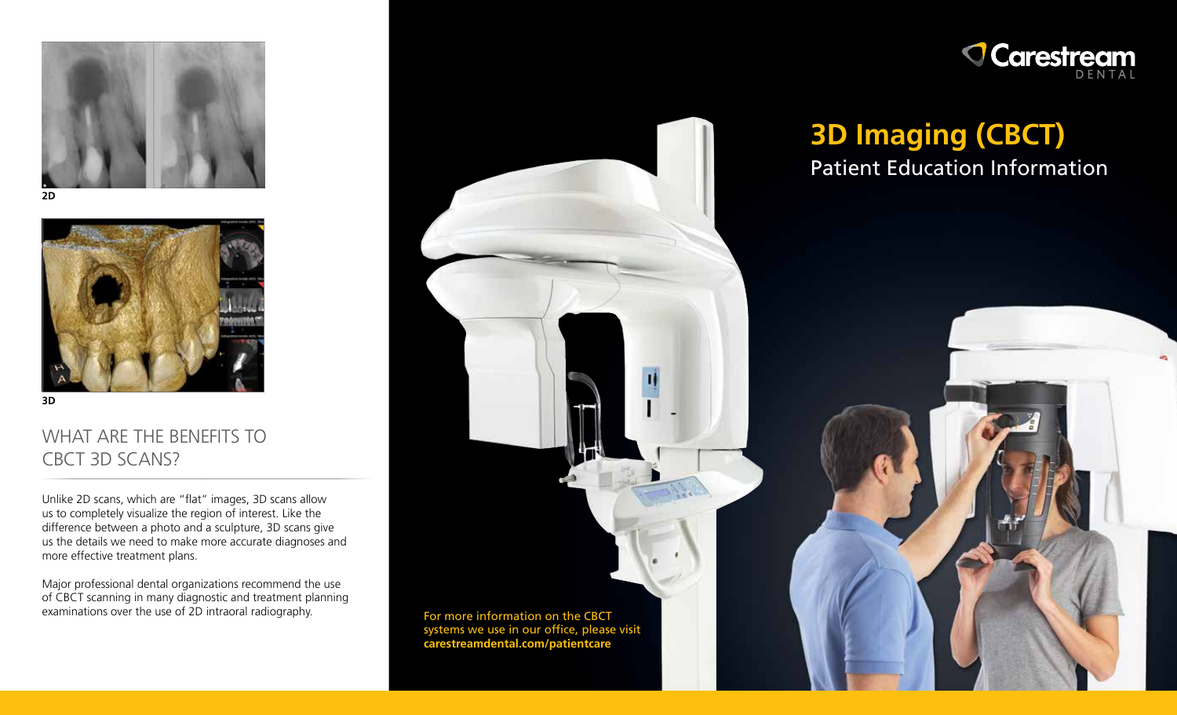2D

3D

## WHAT ARE THE BENEFITS TO CBCT 3D SCANS?

Unlike 2D scans, which are "flat" images, 3D scans allow us to completely visualize the region of interest. Like the difference between a photo and a sculpture, 3D scans give us the details we need to make more accurate diagnoses and more effective treatment plans.

Major professional dental organizations recommend the use of CBCT scanning in many diagnostic and treatment planning examinations over the use of 2D intraoral radiography.

For more information on the CBCT systems we use in our office, please visit **carestreamdental.com/patientcare**

Carestream DENTAL

# 3D Imaging (CBCT)

## Patient Education Information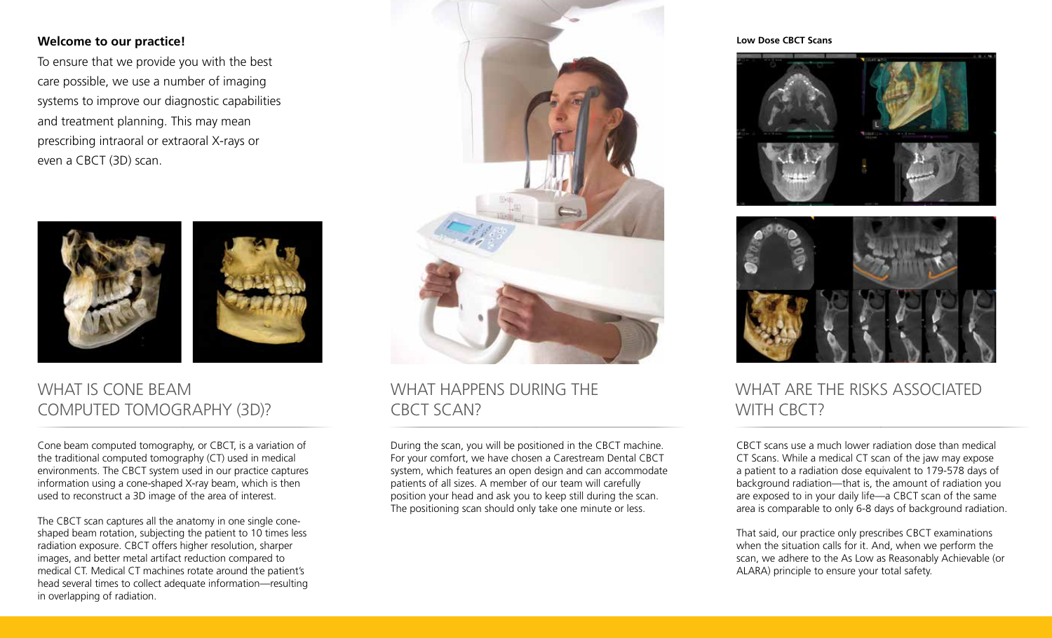**Welcome to our practice!**

To ensure that we provide you with the best care possible, we use a number of imaging systems to improve our diagnostic capabilities and treatment planning. This may mean prescribing intraoral or extraoral X-rays or even a CBCT (3D) scan.

## WHAT IS CONE BEAM COMPUTED TOMOGRAPHY (3D)?

Cone beam computed tomography, or CBCT, is a variation of the traditional computed tomography (CT) used in medical environments. The CBCT system used in our practice captures information using a cone-shaped X-ray beam, which is then used to reconstruct a 3D image of the area of interest.

The CBCT scan captures all the anatomy in one single cone-shaped beam rotation, subjecting the patient to 10 times less radiation exposure. CBCT offers higher resolution, sharper images, and better metal artifact reduction compared to medical CT. Medical CT machines rotate around the patient's head several times to collect adequate information—resulting in overlapping of radiation.

## WHAT HAPPENS DURING THE CBCT SCAN?

During the scan, you will be positioned in the CBCT machine. For your comfort, we have chosen a Carestream Dental CBCT system, which features an open design and can accommodate patients of all sizes. A member of our team will carefully position your head and ask you to keep still during the scan. The positioning scan should only take one minute or less.

**Low Dose CBCT Scans**

## WHAT ARE THE RISKS ASSOCIATED WITH CBCT?

CBCT scans use a much lower radiation dose than medical CT Scans. While a medical CT scan of the jaw may expose a patient to a radiation dose equivalent to 179-578 days of background radiation—that is, the amount of radiation you are exposed to in your daily life—a CBCT scan of the same area is comparable to only 6-8 days of background radiation.

That said, our practice only prescribes CBCT examinations when the situation calls for it. And, when we perform the scan, we adhere to the As Low as Reasonably Achievable (or ALARA) principle to ensure your total safety.